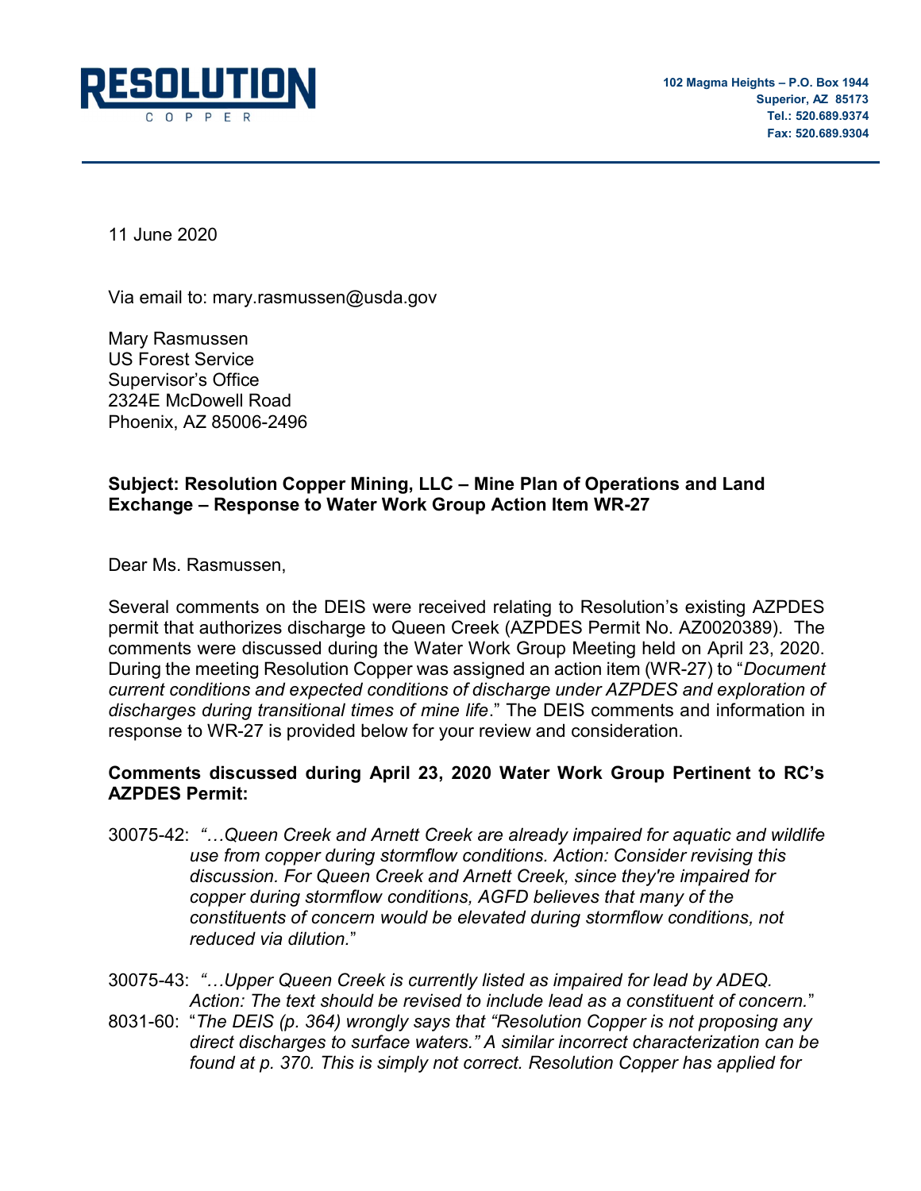**RESOLUTION**
COPPER

102 Magma Heights – P.O. Box 1944
Superior, AZ 85173
Tel.: 520.689.9374
Fax: 520.689.9304

11 June 2020

Via email to: mary.rasmussen@usda.gov

Mary Rasmussen
US Forest Service
Supervisor's Office
2324E McDowell Road
Phoenix, AZ 85006-2496

**Subject: Resolution Copper Mining, LLC – Mine Plan of Operations and Land Exchange – Response to Water Work Group Action Item WR-27**

Dear Ms. Rasmussen,

Several comments on the DEIS were received relating to Resolution's existing AZPDES permit that authorizes discharge to Queen Creek (AZPDES Permit No. AZ0020389). The comments were discussed during the Water Work Group Meeting held on April 23, 2020. During the meeting Resolution Copper was assigned an action item (WR-27) to "*Document current conditions and expected conditions of discharge under AZPDES and exploration of discharges during transitional times of mine life*." The DEIS comments and information in response to WR-27 is provided below for your review and consideration.

**Comments discussed during April 23, 2020 Water Work Group Pertinent to RC's AZPDES Permit:**

30075-42: *"…Queen Creek and Arnett Creek are already impaired for aquatic and wildlife use from copper during stormflow conditions. Action: Consider revising this discussion. For Queen Creek and Arnett Creek, since they're impaired for copper during stormflow conditions, AGFD believes that many of the constituents of concern would be elevated during stormflow conditions, not reduced via dilution."*

30075-43: *"…Upper Queen Creek is currently listed as impaired for lead by ADEQ. Action: The text should be revised to include lead as a constituent of concern."*

8031-60: "*The DEIS (p. 364) wrongly says that "Resolution Copper is not proposing any direct discharges to surface waters." A similar incorrect characterization can be found at p. 370. This is simply not correct. Resolution Copper has applied for*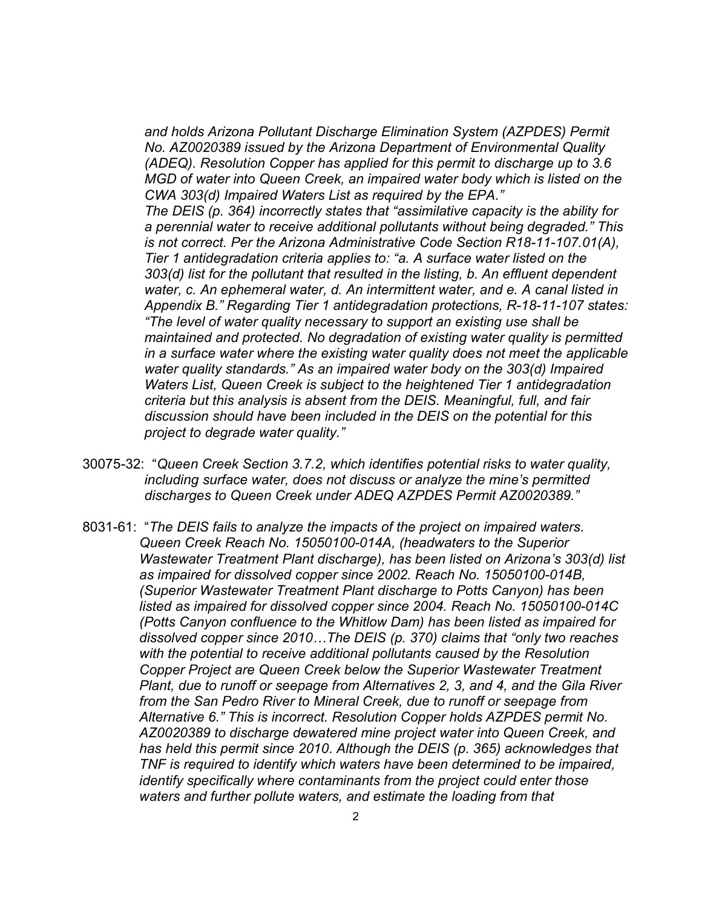*and holds Arizona Pollutant Discharge Elimination System (AZPDES) Permit No. AZ0020389 issued by the Arizona Department of Environmental Quality (ADEQ). Resolution Copper has applied for this permit to discharge up to 3.6 MGD of water into Queen Creek, an impaired water body which is listed on the CWA 303(d) Impaired Waters List as required by the EPA."*

*The DEIS (p. 364) incorrectly states that "assimilative capacity is the ability for a perennial water to receive additional pollutants without being degraded." This is not correct. Per the Arizona Administrative Code Section R18-11-107.01(A), Tier 1 antidegradation criteria applies to: "a. A surface water listed on the 303(d) list for the pollutant that resulted in the listing, b. An effluent dependent water, c. An ephemeral water, d. An intermittent water, and e. A canal listed in Appendix B." Regarding Tier 1 antidegradation protections, R-18-11-107 states: "The level of water quality necessary to support an existing use shall be maintained and protected. No degradation of existing water quality is permitted in a surface water where the existing water quality does not meet the applicable water quality standards." As an impaired water body on the 303(d) Impaired Waters List, Queen Creek is subject to the heightened Tier 1 antidegradation criteria but this analysis is absent from the DEIS. Meaningful, full, and fair discussion should have been included in the DEIS on the potential for this project to degrade water quality."*

30075-32: "*Queen Creek Section 3.7.2, which identifies potential risks to water quality, including surface water, does not discuss or analyze the mine's permitted discharges to Queen Creek under ADEQ AZPDES Permit AZ0020389."*

8031-61: "*The DEIS fails to analyze the impacts of the project on impaired waters. Queen Creek Reach No. 15050100-014A, (headwaters to the Superior Wastewater Treatment Plant discharge), has been listed on Arizona's 303(d) list as impaired for dissolved copper since 2002. Reach No. 15050100-014B, (Superior Wastewater Treatment Plant discharge to Potts Canyon) has been listed as impaired for dissolved copper since 2004. Reach No. 15050100-014C (Potts Canyon confluence to the Whitlow Dam) has been listed as impaired for dissolved copper since 2010…The DEIS (p. 370) claims that "only two reaches with the potential to receive additional pollutants caused by the Resolution Copper Project are Queen Creek below the Superior Wastewater Treatment Plant, due to runoff or seepage from Alternatives 2, 3, and 4, and the Gila River from the San Pedro River to Mineral Creek, due to runoff or seepage from Alternative 6." This is incorrect. Resolution Copper holds AZPDES permit No. AZ0020389 to discharge dewatered mine project water into Queen Creek, and has held this permit since 2010. Although the DEIS (p. 365) acknowledges that TNF is required to identify which waters have been determined to be impaired, identify specifically where contaminants from the project could enter those waters and further pollute waters, and estimate the loading from that*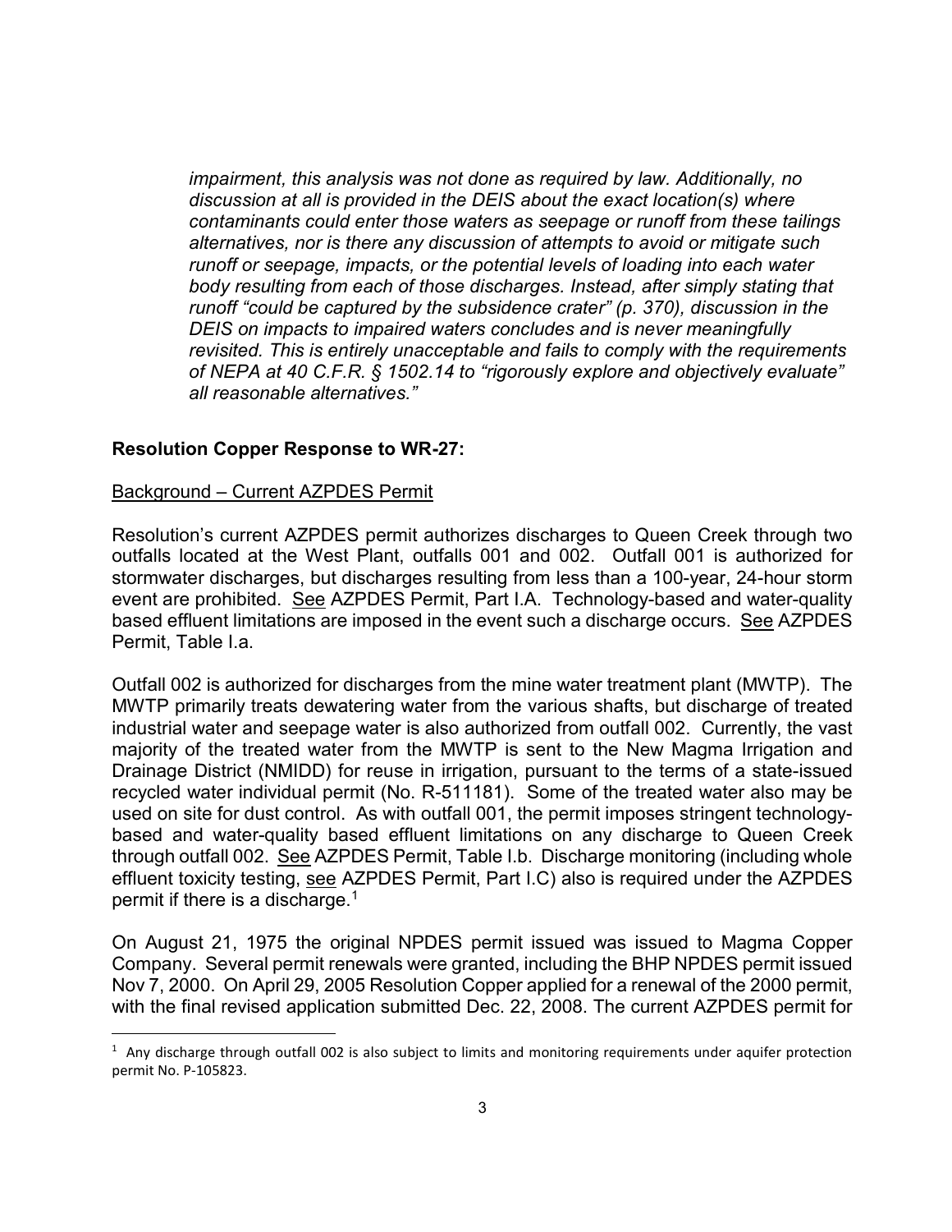*impairment, this analysis was not done as required by law. Additionally, no discussion at all is provided in the DEIS about the exact location(s) where contaminants could enter those waters as seepage or runoff from these tailings alternatives, nor is there any discussion of attempts to avoid or mitigate such runoff or seepage, impacts, or the potential levels of loading into each water body resulting from each of those discharges. Instead, after simply stating that runoff "could be captured by the subsidence crater" (p. 370), discussion in the DEIS on impacts to impaired waters concludes and is never meaningfully revisited. This is entirely unacceptable and fails to comply with the requirements of NEPA at 40 C.F.R. § 1502.14 to "rigorously explore and objectively evaluate" all reasonable alternatives."*

**Resolution Copper Response to WR-27:**

Background – Current AZPDES Permit

Resolution's current AZPDES permit authorizes discharges to Queen Creek through two outfalls located at the West Plant, outfalls 001 and 002. Outfall 001 is authorized for stormwater discharges, but discharges resulting from less than a 100-year, 24-hour storm event are prohibited. See AZPDES Permit, Part I.A. Technology-based and water-quality based effluent limitations are imposed in the event such a discharge occurs. See AZPDES Permit, Table I.a.

Outfall 002 is authorized for discharges from the mine water treatment plant (MWTP). The MWTP primarily treats dewatering water from the various shafts, but discharge of treated industrial water and seepage water is also authorized from outfall 002. Currently, the vast majority of the treated water from the MWTP is sent to the New Magma Irrigation and Drainage District (NMIDD) for reuse in irrigation, pursuant to the terms of a state-issued recycled water individual permit (No. R-511181). Some of the treated water also may be used on site for dust control. As with outfall 001, the permit imposes stringent technology-based and water-quality based effluent limitations on any discharge to Queen Creek through outfall 002. See AZPDES Permit, Table I.b. Discharge monitoring (including whole effluent toxicity testing, see AZPDES Permit, Part I.C) also is required under the AZPDES permit if there is a discharge.[1]

On August 21, 1975 the original NPDES permit issued was issued to Magma Copper Company. Several permit renewals were granted, including the BHP NPDES permit issued Nov 7, 2000. On April 29, 2005 Resolution Copper applied for a renewal of the 2000 permit, with the final revised application submitted Dec. 22, 2008. The current AZPDES permit for

[1] Any discharge through outfall 002 is also subject to limits and monitoring requirements under aquifer protection permit No. P-105823.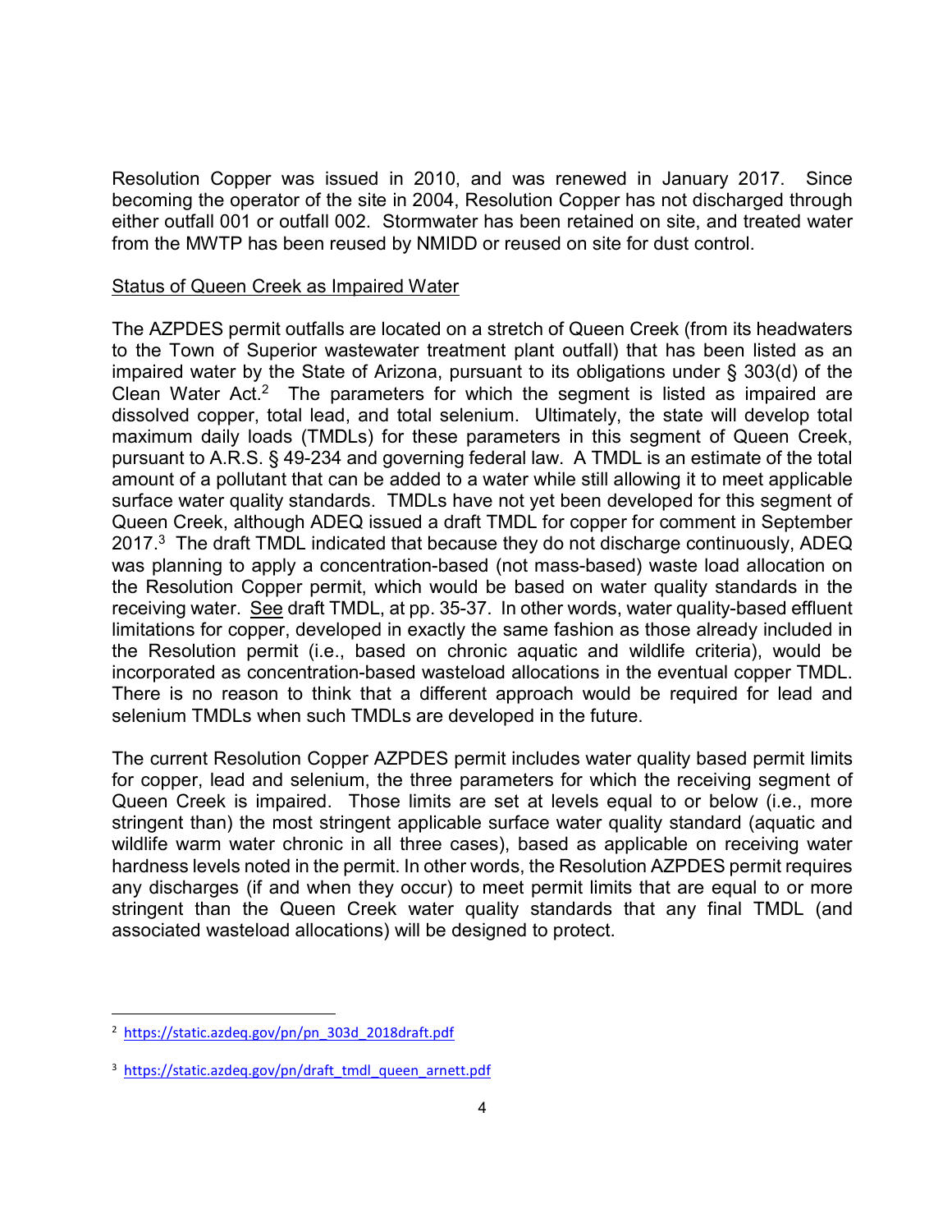Resolution Copper was issued in 2010, and was renewed in January 2017. Since becoming the operator of the site in 2004, Resolution Copper has not discharged through either outfall 001 or outfall 002. Stormwater has been retained on site, and treated water from the MWTP has been reused by NMIDD or reused on site for dust control.

<u>Status of Queen Creek as Impaired Water</u>

The AZPDES permit outfalls are located on a stretch of Queen Creek (from its headwaters to the Town of Superior wastewater treatment plant outfall) that has been listed as an impaired water by the State of Arizona, pursuant to its obligations under § 303(d) of the Clean Water Act.[2] The parameters for which the segment is listed as impaired are dissolved copper, total lead, and total selenium. Ultimately, the state will develop total maximum daily loads (TMDLs) for these parameters in this segment of Queen Creek, pursuant to A.R.S. § 49-234 and governing federal law. A TMDL is an estimate of the total amount of a pollutant that can be added to a water while still allowing it to meet applicable surface water quality standards. TMDLs have not yet been developed for this segment of Queen Creek, although ADEQ issued a draft TMDL for copper for comment in September 2017.[3] The draft TMDL indicated that because they do not discharge continuously, ADEQ was planning to apply a concentration-based (not mass-based) waste load allocation on the Resolution Copper permit, which would be based on water quality standards in the receiving water. <u>See</u> draft TMDL, at pp. 35-37. In other words, water quality-based effluent limitations for copper, developed in exactly the same fashion as those already included in the Resolution permit (i.e., based on chronic aquatic and wildlife criteria), would be incorporated as concentration-based wasteload allocations in the eventual copper TMDL. There is no reason to think that a different approach would be required for lead and selenium TMDLs when such TMDLs are developed in the future.

The current Resolution Copper AZPDES permit includes water quality based permit limits for copper, lead and selenium, the three parameters for which the receiving segment of Queen Creek is impaired. Those limits are set at levels equal to or below (i.e., more stringent than) the most stringent applicable surface water quality standard (aquatic and wildlife warm water chronic in all three cases), based as applicable on receiving water hardness levels noted in the permit. In other words, the Resolution AZPDES permit requires any discharges (if and when they occur) to meet permit limits that are equal to or more stringent than the Queen Creek water quality standards that any final TMDL (and associated wasteload allocations) will be designed to protect.

---

[2] https://static.azdeq.gov/pn/pn_303d_2018draft.pdf

[3] https://static.azdeq.gov/pn/draft_tmdl_queen_arnett.pdf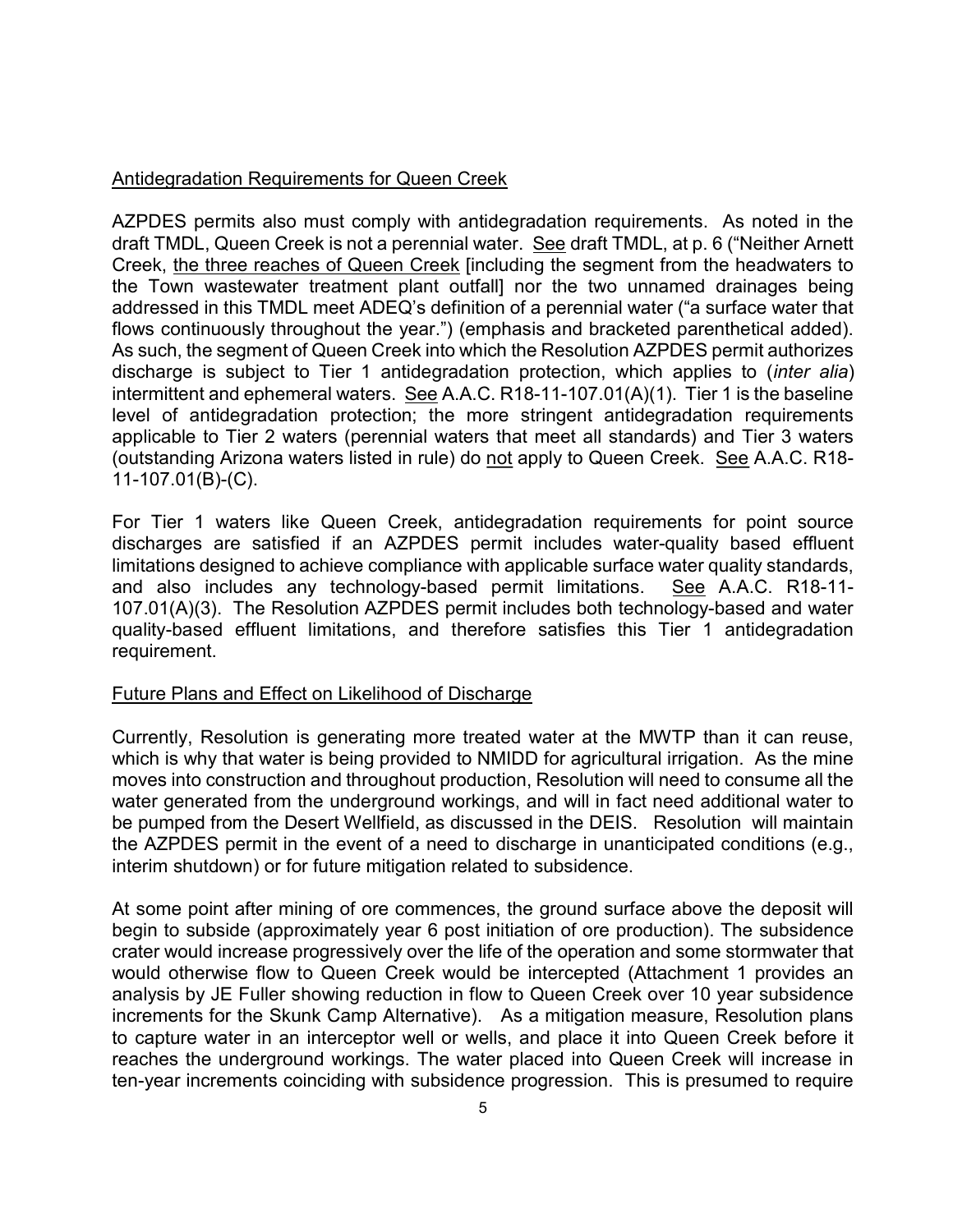Antidegradation Requirements for Queen Creek

AZPDES permits also must comply with antidegradation requirements. As noted in the draft TMDL, Queen Creek is not a perennial water. See draft TMDL, at p. 6 ("Neither Arnett Creek, the three reaches of Queen Creek [including the segment from the headwaters to the Town wastewater treatment plant outfall] nor the two unnamed drainages being addressed in this TMDL meet ADEQ's definition of a perennial water ("a surface water that flows continuously throughout the year.") (emphasis and bracketed parenthetical added). As such, the segment of Queen Creek into which the Resolution AZPDES permit authorizes discharge is subject to Tier 1 antidegradation protection, which applies to (*inter alia*) intermittent and ephemeral waters. See A.A.C. R18-11-107.01(A)(1). Tier 1 is the baseline level of antidegradation protection; the more stringent antidegradation requirements applicable to Tier 2 waters (perennial waters that meet all standards) and Tier 3 waters (outstanding Arizona waters listed in rule) do not apply to Queen Creek. See A.A.C. R18-11-107.01(B)-(C).

For Tier 1 waters like Queen Creek, antidegradation requirements for point source discharges are satisfied if an AZPDES permit includes water-quality based effluent limitations designed to achieve compliance with applicable surface water quality standards, and also includes any technology-based permit limitations. See A.A.C. R18-11-107.01(A)(3). The Resolution AZPDES permit includes both technology-based and water quality-based effluent limitations, and therefore satisfies this Tier 1 antidegradation requirement.

Future Plans and Effect on Likelihood of Discharge

Currently, Resolution is generating more treated water at the MWTP than it can reuse, which is why that water is being provided to NMIDD for agricultural irrigation. As the mine moves into construction and throughout production, Resolution will need to consume all the water generated from the underground workings, and will in fact need additional water to be pumped from the Desert Wellfield, as discussed in the DEIS. Resolution will maintain the AZPDES permit in the event of a need to discharge in unanticipated conditions (e.g., interim shutdown) or for future mitigation related to subsidence.

At some point after mining of ore commences, the ground surface above the deposit will begin to subside (approximately year 6 post initiation of ore production). The subsidence crater would increase progressively over the life of the operation and some stormwater that would otherwise flow to Queen Creek would be intercepted (Attachment 1 provides an analysis by JE Fuller showing reduction in flow to Queen Creek over 10 year subsidence increments for the Skunk Camp Alternative). As a mitigation measure, Resolution plans to capture water in an interceptor well or wells, and place it into Queen Creek before it reaches the underground workings. The water placed into Queen Creek will increase in ten-year increments coinciding with subsidence progression. This is presumed to require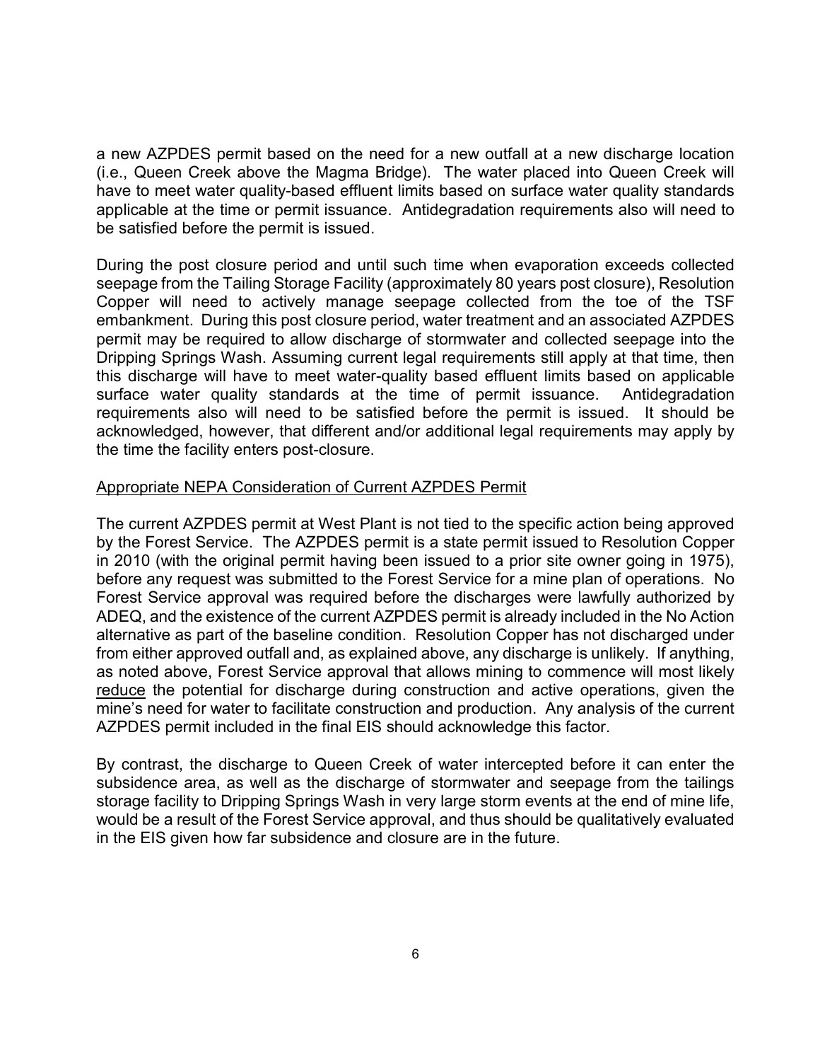a new AZPDES permit based on the need for a new outfall at a new discharge location (i.e., Queen Creek above the Magma Bridge). The water placed into Queen Creek will have to meet water quality-based effluent limits based on surface water quality standards applicable at the time or permit issuance. Antidegradation requirements also will need to be satisfied before the permit is issued.

During the post closure period and until such time when evaporation exceeds collected seepage from the Tailing Storage Facility (approximately 80 years post closure), Resolution Copper will need to actively manage seepage collected from the toe of the TSF embankment. During this post closure period, water treatment and an associated AZPDES permit may be required to allow discharge of stormwater and collected seepage into the Dripping Springs Wash. Assuming current legal requirements still apply at that time, then this discharge will have to meet water-quality based effluent limits based on applicable surface water quality standards at the time of permit issuance. Antidegradation requirements also will need to be satisfied before the permit is issued. It should be acknowledged, however, that different and/or additional legal requirements may apply by the time the facility enters post-closure.

<u>Appropriate NEPA Consideration of Current AZPDES Permit</u>

The current AZPDES permit at West Plant is not tied to the specific action being approved by the Forest Service. The AZPDES permit is a state permit issued to Resolution Copper in 2010 (with the original permit having been issued to a prior site owner going in 1975), before any request was submitted to the Forest Service for a mine plan of operations. No Forest Service approval was required before the discharges were lawfully authorized by ADEQ, and the existence of the current AZPDES permit is already included in the No Action alternative as part of the baseline condition. Resolution Copper has not discharged under from either approved outfall and, as explained above, any discharge is unlikely. If anything, as noted above, Forest Service approval that allows mining to commence will most likely <u>reduce</u> the potential for discharge during construction and active operations, given the mine's need for water to facilitate construction and production. Any analysis of the current AZPDES permit included in the final EIS should acknowledge this factor.

By contrast, the discharge to Queen Creek of water intercepted before it can enter the subsidence area, as well as the discharge of stormwater and seepage from the tailings storage facility to Dripping Springs Wash in very large storm events at the end of mine life, would be a result of the Forest Service approval, and thus should be qualitatively evaluated in the EIS given how far subsidence and closure are in the future.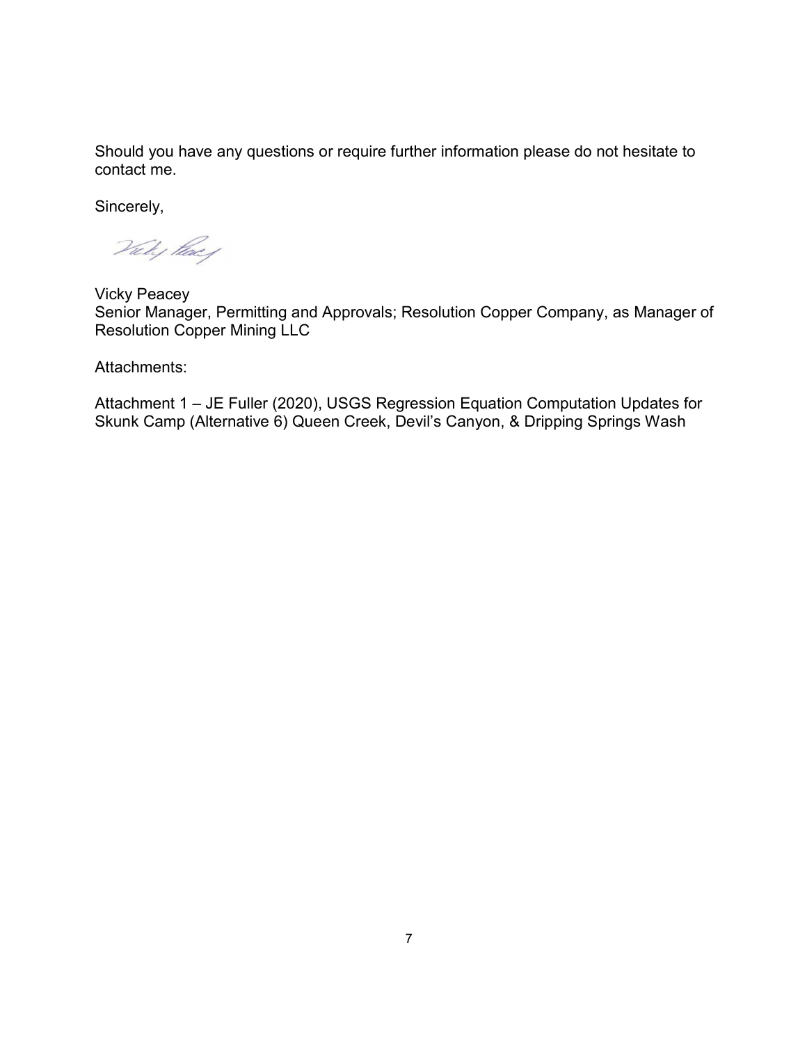Should you have any questions or require further information please do not hesitate to contact me.

Sincerely,

Vicky Peacey
Senior Manager, Permitting and Approvals; Resolution Copper Company, as Manager of Resolution Copper Mining LLC

Attachments:

Attachment 1 – JE Fuller (2020), USGS Regression Equation Computation Updates for Skunk Camp (Alternative 6) Queen Creek, Devil's Canyon, & Dripping Springs Wash